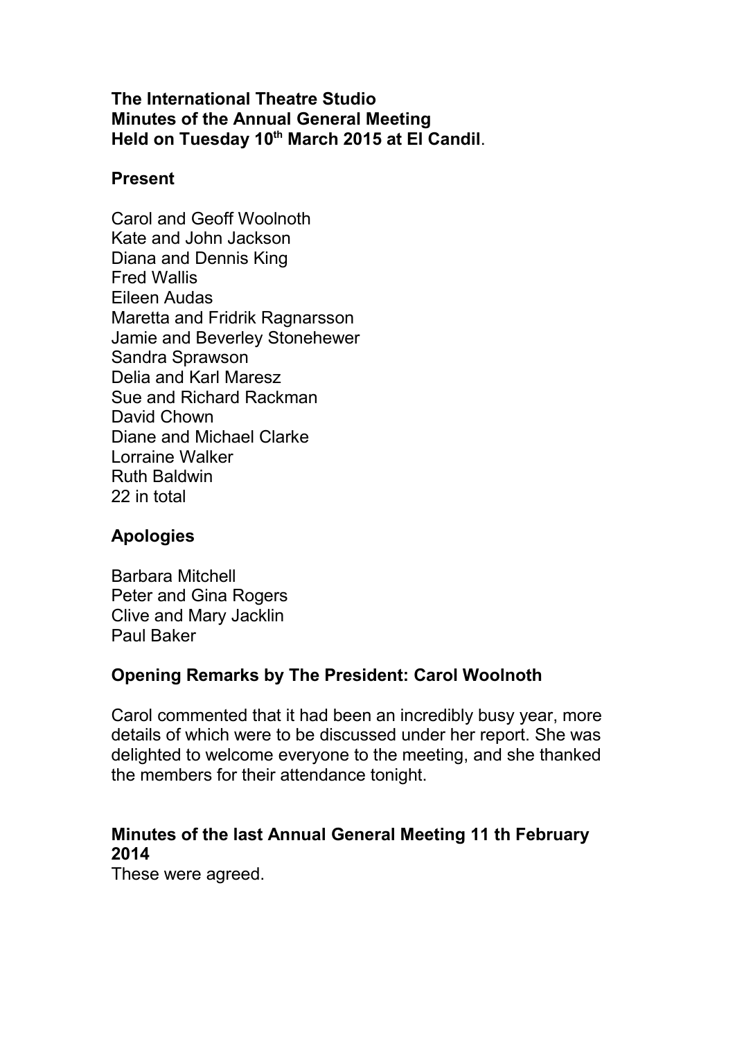**The International Theatre Studio**
**Minutes of the Annual General Meeting**
**Held on Tuesday 10th March 2015 at El Candil**.

## Present

Carol and Geoff Woolnoth
Kate and John Jackson
Diana and Dennis King
Fred Wallis
Eileen Audas
Maretta and Fridrik Ragnarsson
Jamie and Beverley Stonehewer
Sandra Sprawson
Delia and Karl Maresz
Sue and Richard Rackman
David Chown
Diane and Michael Clarke
Lorraine Walker
Ruth Baldwin
22 in total

## Apologies

Barbara Mitchell
Peter and Gina Rogers
Clive and Mary Jacklin
Paul Baker

## Opening Remarks by The President: Carol Woolnoth

Carol commented that it had been an incredibly busy year, more details of which were to be discussed under her report. She was delighted to welcome everyone to the meeting, and she thanked the members for their attendance tonight.

## Minutes of the last Annual General Meeting 11 th February 2014

These were agreed.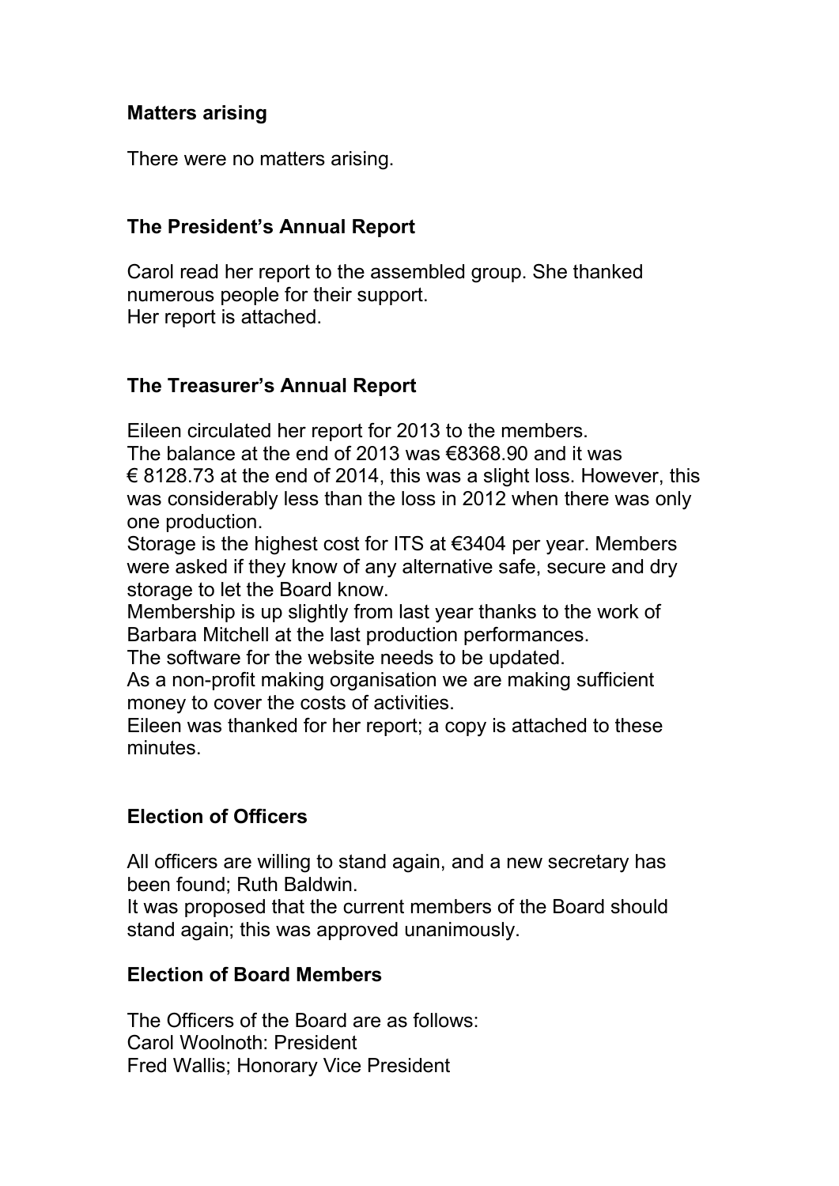## Matters arising

There were no matters arising.

## The President's Annual Report

Carol read her report to the assembled group. She thanked numerous people for their support.
Her report is attached.

## The Treasurer's Annual Report

Eileen circulated her report for 2013 to the members.
The balance at the end of 2013 was €8368.90 and it was € 8128.73 at the end of 2014, this was a slight loss. However, this was considerably less than the loss in 2012 when there was only one production.
Storage is the highest cost for ITS at €3404 per year. Members were asked if they know of any alternative safe, secure and dry storage to let the Board know.
Membership is up slightly from last year thanks to the work of Barbara Mitchell at the last production performances.
The software for the website needs to be updated.
As a non-profit making organisation we are making sufficient money to cover the costs of activities.
Eileen was thanked for her report; a copy is attached to these minutes.

## Election of Officers

All officers are willing to stand again, and a new secretary has been found; Ruth Baldwin.
It was proposed that the current members of the Board should stand again; this was approved unanimously.

## Election of Board Members

The Officers of the Board are as follows:
Carol Woolnoth: President
Fred Wallis; Honorary Vice President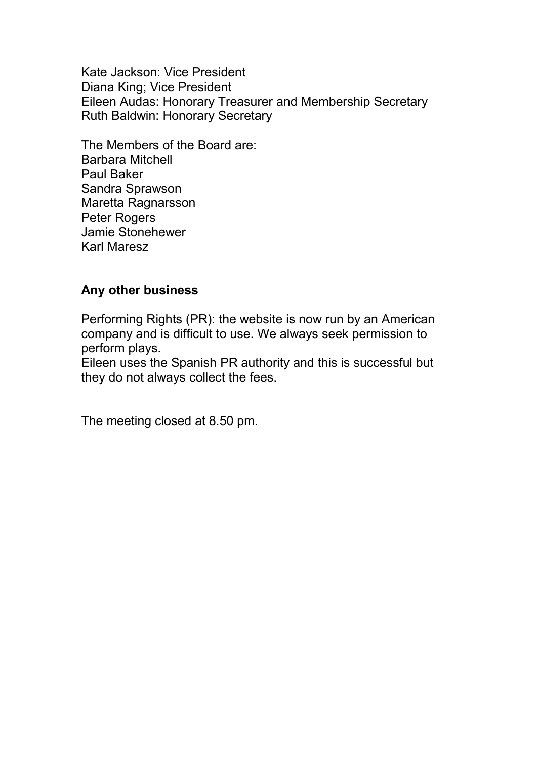Kate Jackson: Vice President
Diana King; Vice President
Eileen Audas: Honorary Treasurer and Membership Secretary
Ruth Baldwin: Honorary Secretary

The Members of the Board are:
Barbara Mitchell
Paul Baker
Sandra Sprawson
Maretta Ragnarsson
Peter Rogers
Jamie Stonehewer
Karl Maresz

**Any other business**

Performing Rights (PR): the website is now run by an American company and is difficult to use. We always seek permission to perform plays.
Eileen uses the Spanish PR authority and this is successful but they do not always collect the fees.

The meeting closed at 8.50 pm.